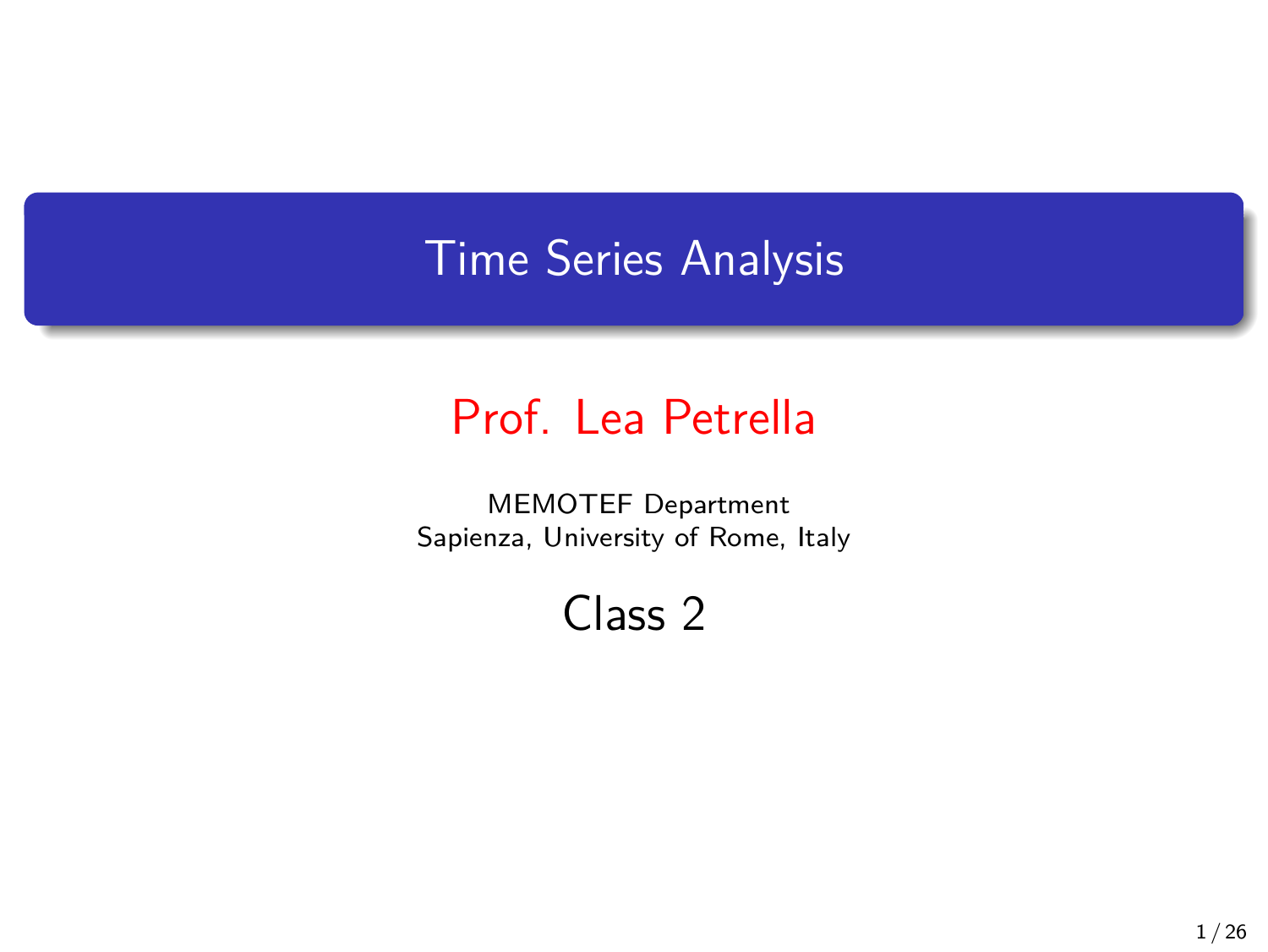# Time Series Analysis

## Prof. Lea Petrella

MEMOTEF Department
Sapienza, University of Rome, Italy

## Class 2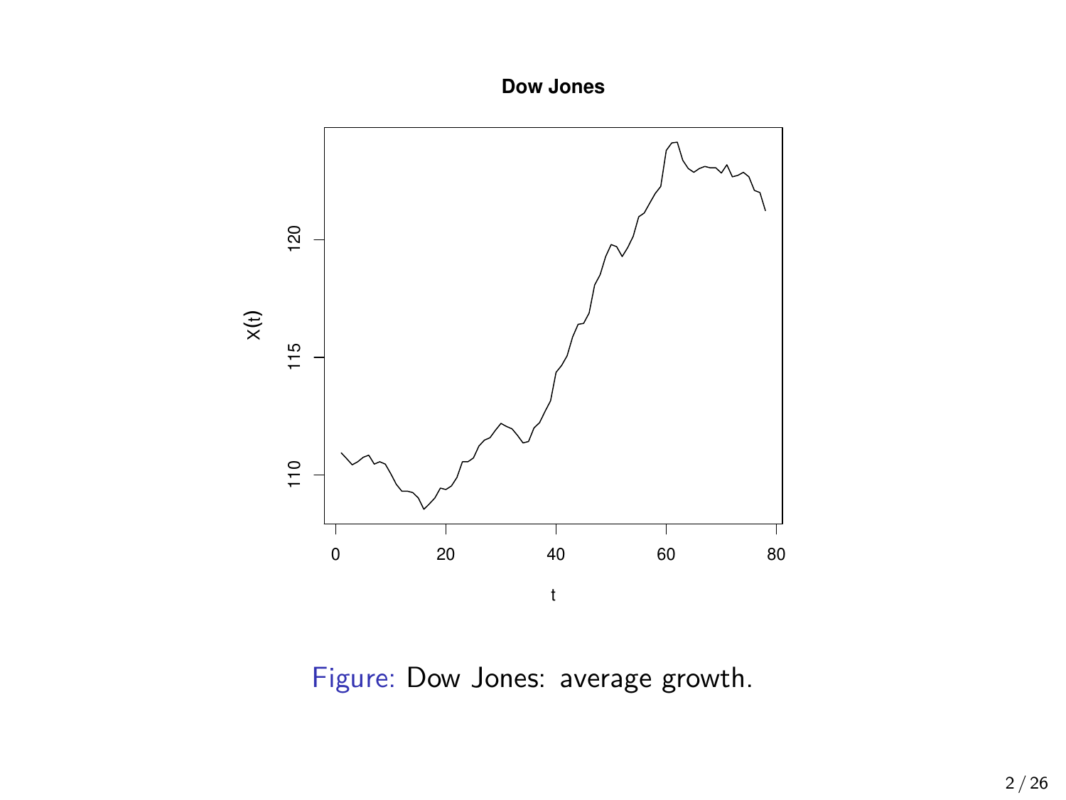**Dow Jones**

Figure: Dow Jones: average growth.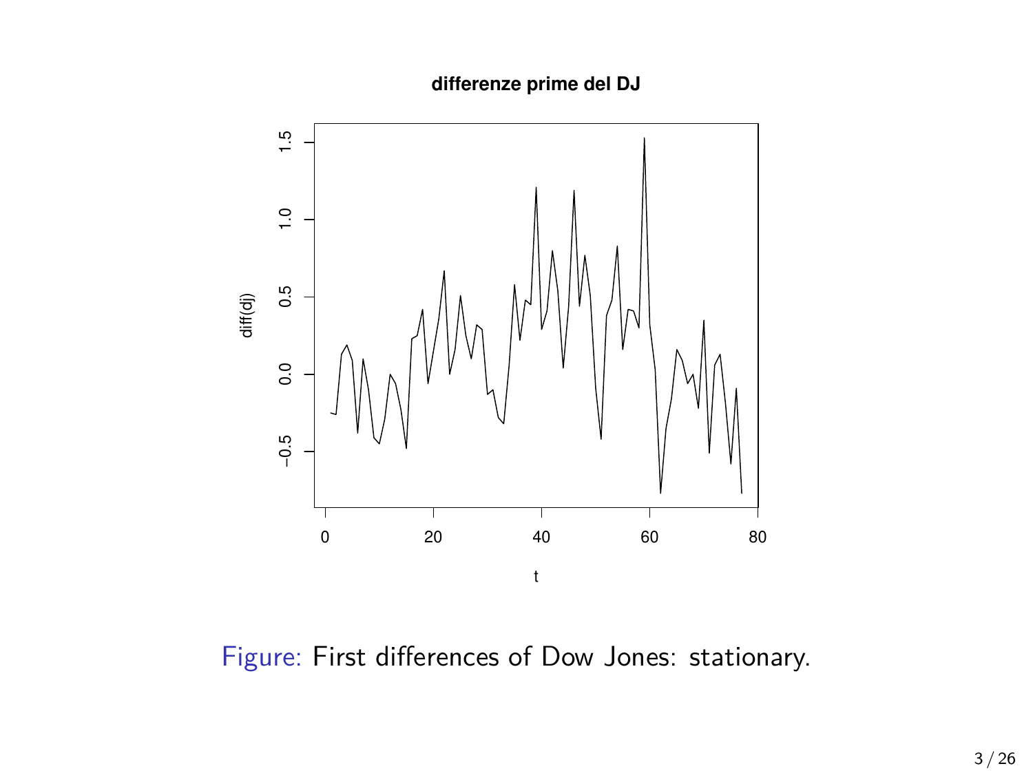Figure: First differences of Dow Jones: stationary.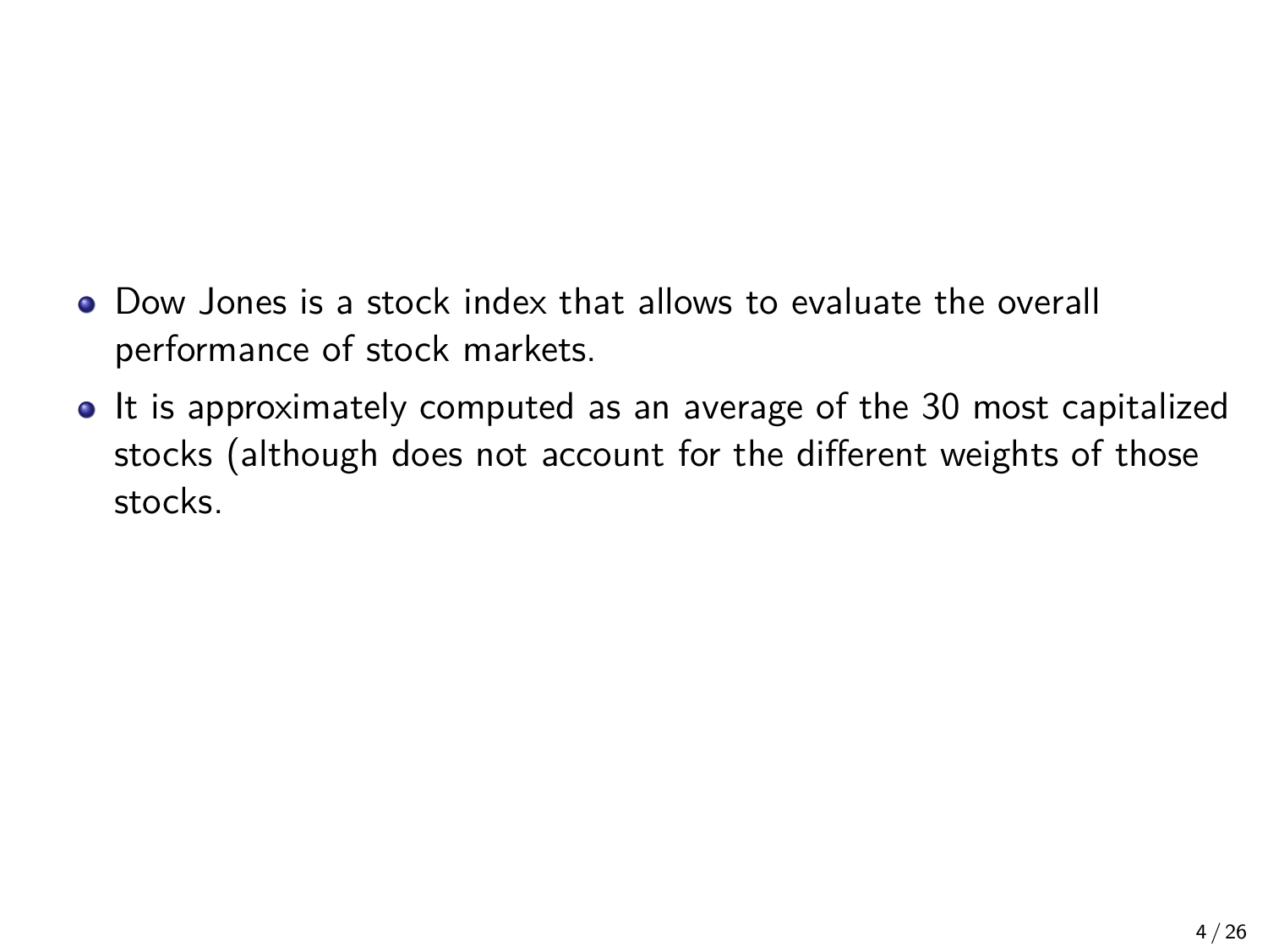- Dow Jones is a stock index that allows to evaluate the overall performance of stock markets.
- It is approximately computed as an average of the 30 most capitalized stocks (although does not account for the different weights of those stocks.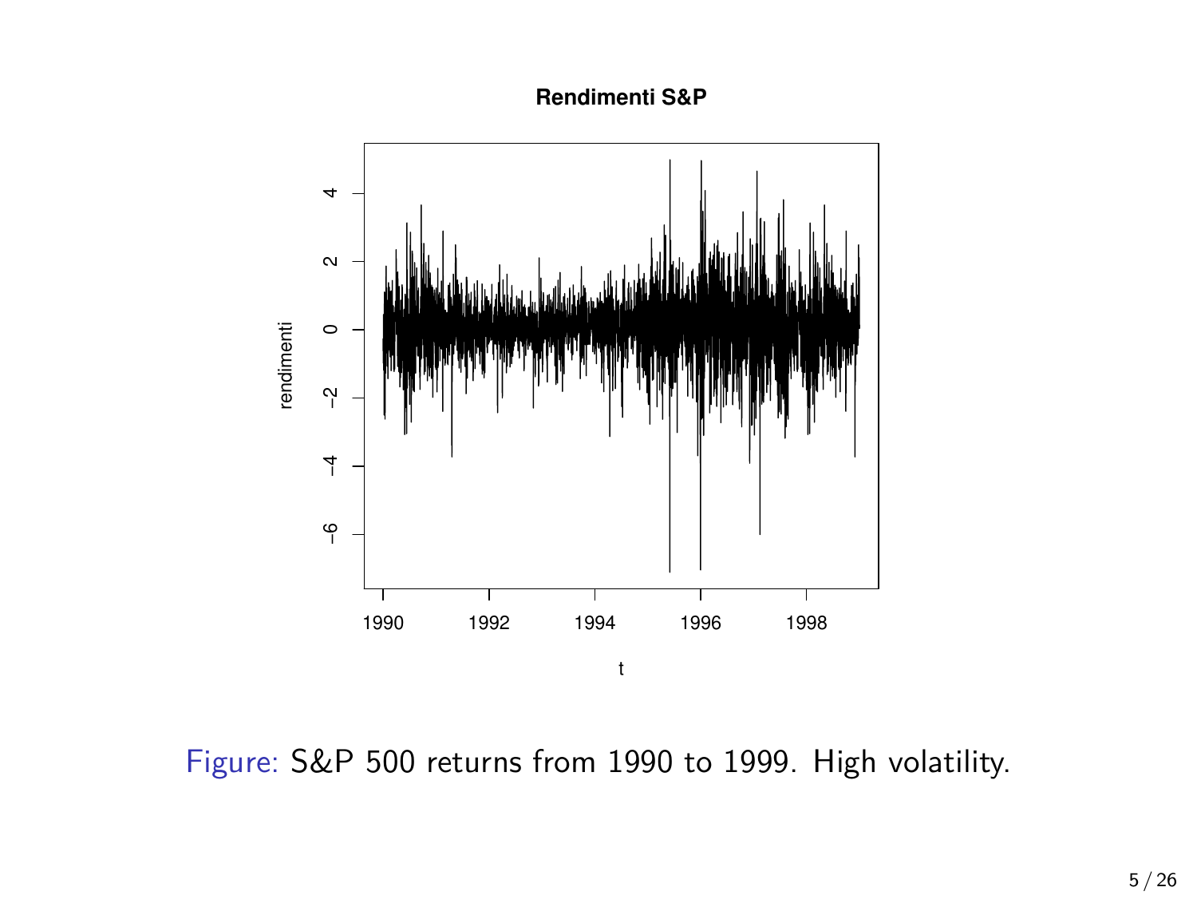Figure: S&P 500 returns from 1990 to 1999. High volatility.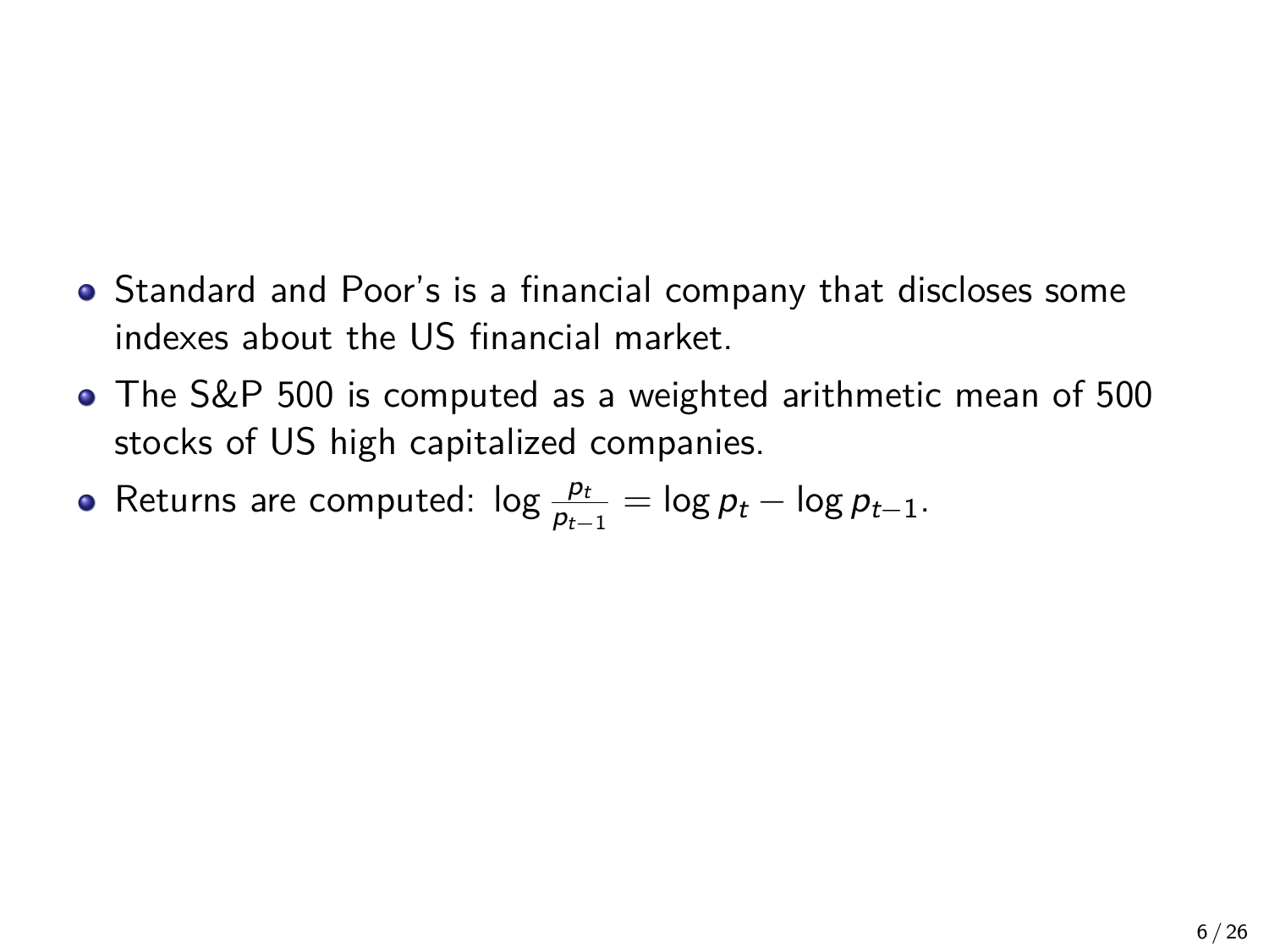- Standard and Poor's is a financial company that discloses some indexes about the US financial market.
- The S&P 500 is computed as a weighted arithmetic mean of 500 stocks of US high capitalized companies.
- Returns are computed: $\log \frac{p_t}{p_{t-1}} = \log p_t - \log p_{t-1}$.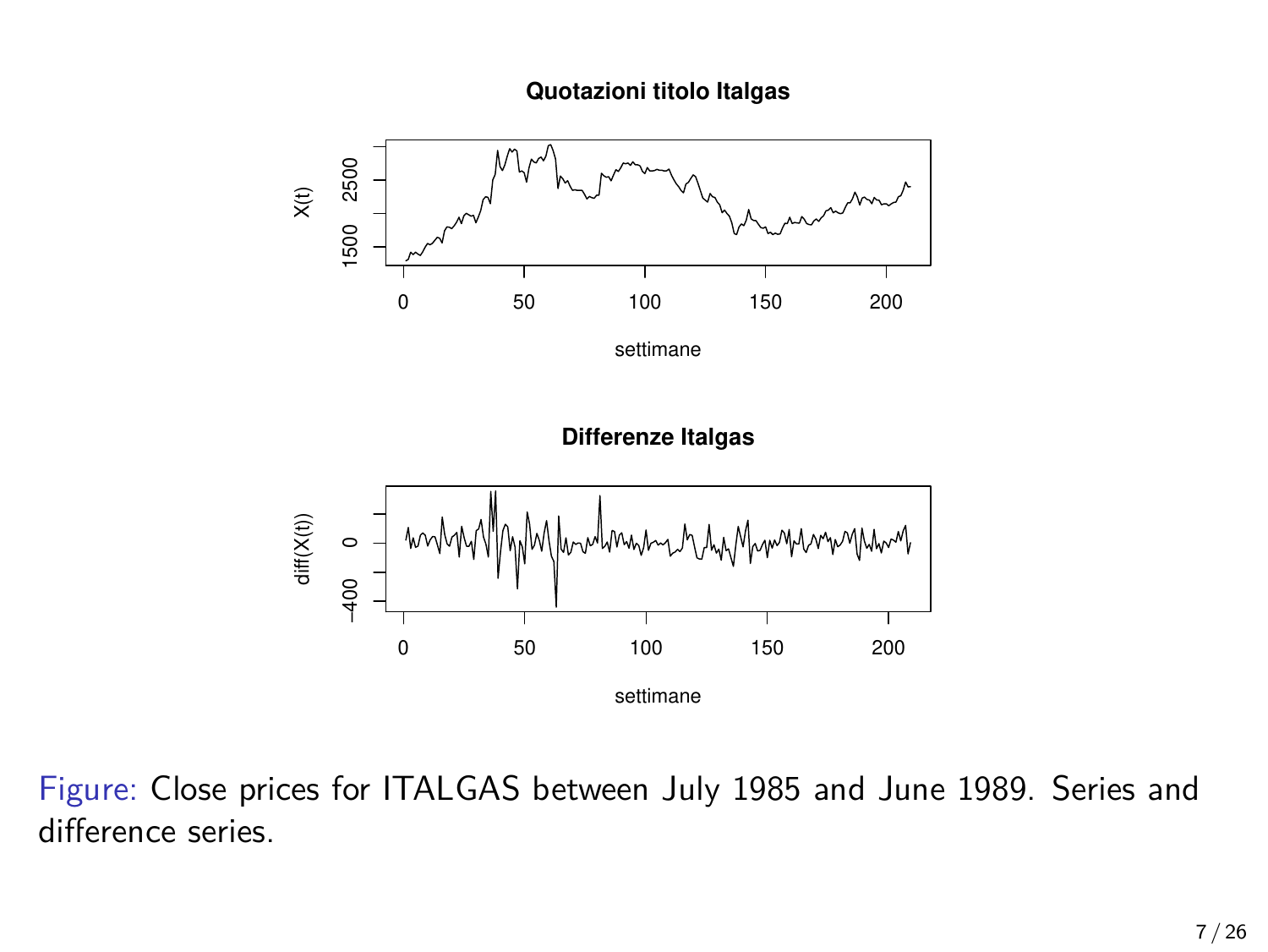Figure: Close prices for ITALGAS between July 1985 and June 1989. Series and difference series.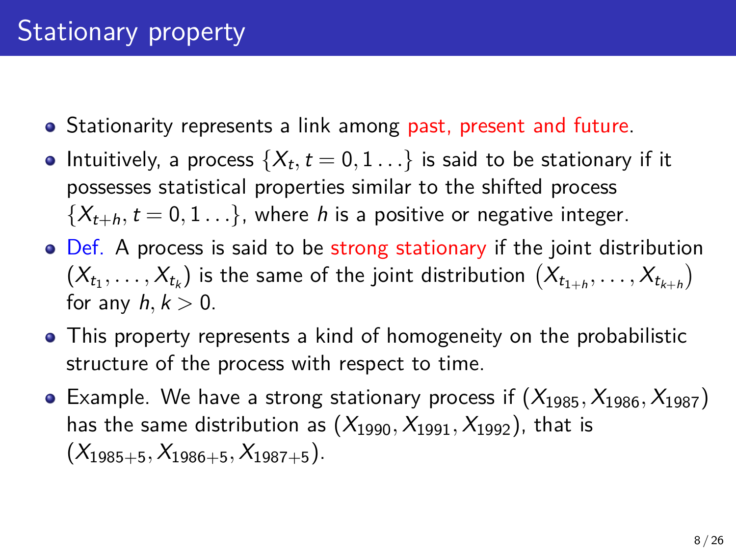# Stationary property

- Stationarity represents a link among past, present and future.
- Intuitively, a process $\{X_t, t = 0, 1 \ldots\}$ is said to be stationary if it possesses statistical properties similar to the shifted process $\{X_{t+h}, t = 0, 1 \ldots\}$, where $h$ is a positive or negative integer.
- Def. A process is said to be strong stationary if the joint distribution $(X_{t_1}, \ldots, X_{t_k})$ is the same of the joint distribution $\left(X_{t_{1+h}}, \ldots, X_{t_{k+h}}\right)$ for any $h, k > 0$.
- This property represents a kind of homogeneity on the probabilistic structure of the process with respect to time.
- Example. We have a strong stationary process if $(X_{1985}, X_{1986}, X_{1987})$ has the same distribution as $(X_{1990}, X_{1991}, X_{1992})$, that is $(X_{1985+5}, X_{1986+5}, X_{1987+5})$.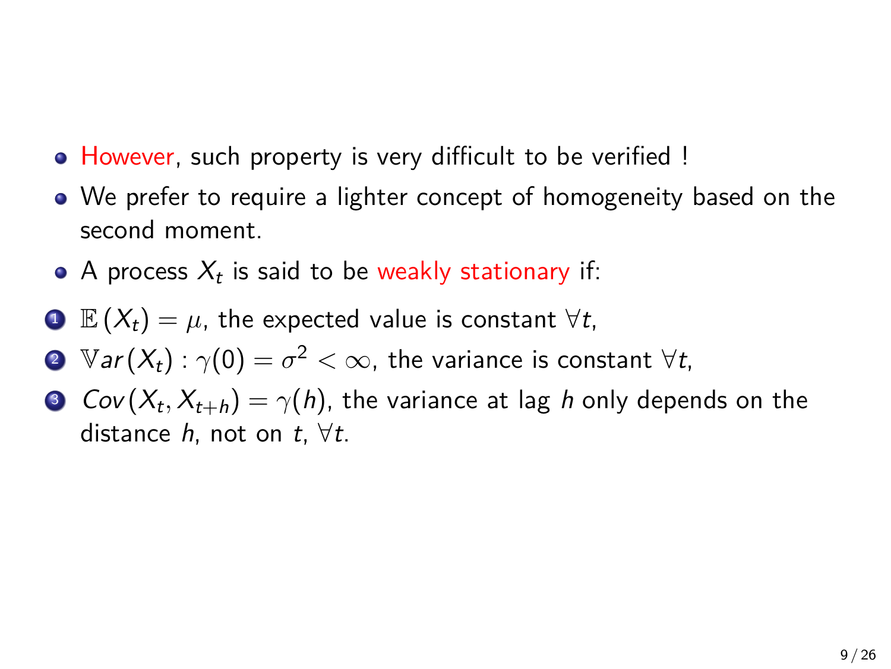- However, such property is very difficult to be verified !
- We prefer to require a lighter concept of homogeneity based on the second moment.
- A process $X_t$ is said to be weakly stationary if:

1. $\mathbb{E}\left(X_t\right) = \mu$, the expected value is constant $\forall t$,
2. $\mathbb{V}ar(X_t) : \gamma(0) = \sigma^2 < \infty$, the variance is constant $\forall t$,
3. $Cov(X_t, X_{t+h}) = \gamma(h)$, the variance at lag $h$ only depends on the distance $h$, not on $t$, $\forall t$.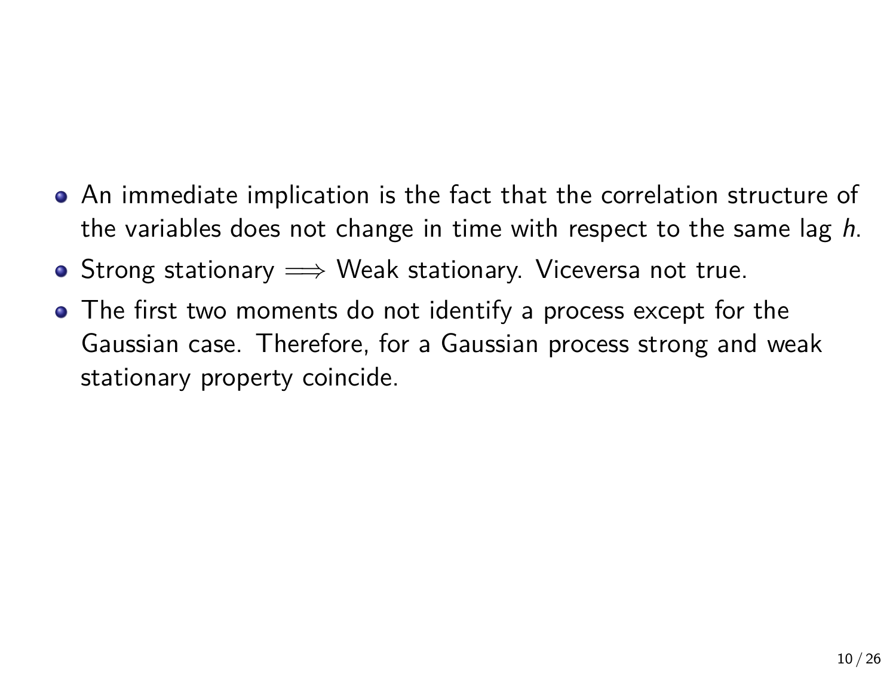- An immediate implication is the fact that the correlation structure of the variables does not change in time with respect to the same lag $h$.
- Strong stationary $\Longrightarrow$ Weak stationary. Viceversa not true.
- The first two moments do not identify a process except for the Gaussian case. Therefore, for a Gaussian process strong and weak stationary property coincide.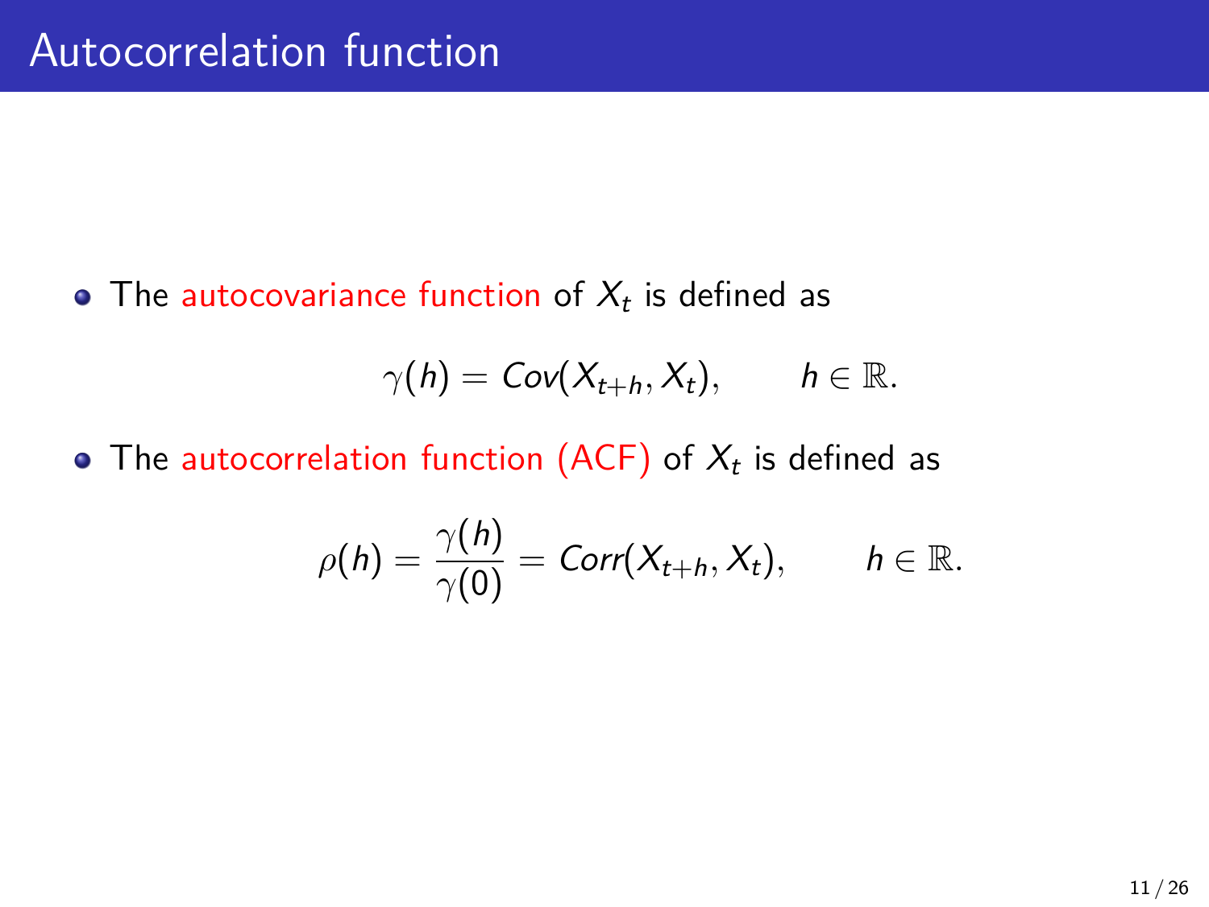# Autocorrelation function

- The autocovariance function of $X_t$ is defined as

$$\gamma(h) = Cov(X_{t+h}, X_t), \qquad h \in \mathbb{R}.$$

- The autocorrelation function (ACF) of $X_t$ is defined as

$$\rho(h) = \frac{\gamma(h)}{\gamma(0)} = Corr(X_{t+h}, X_t), \qquad h \in \mathbb{R}.$$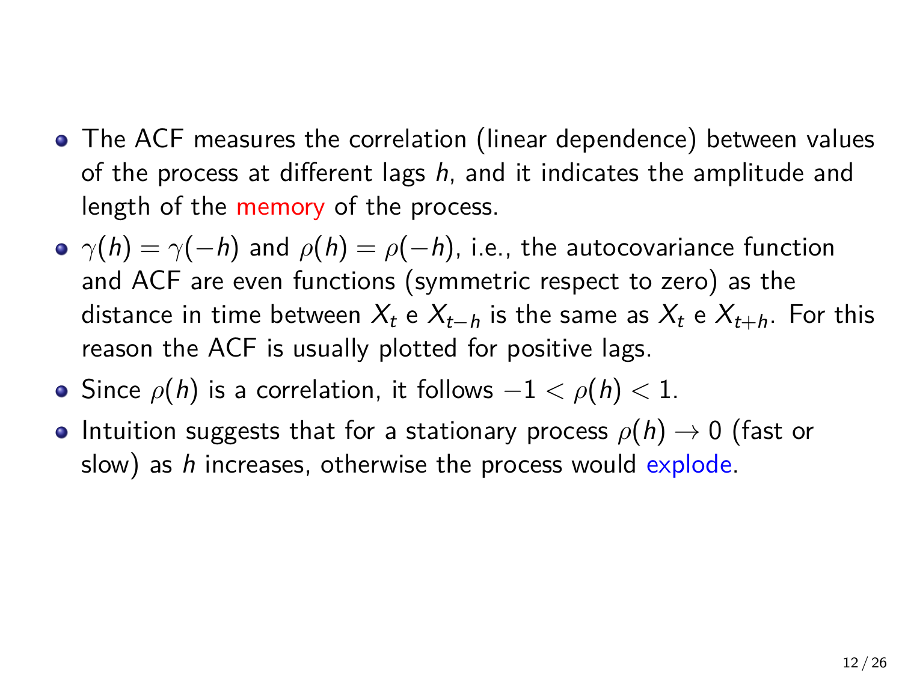- The ACF measures the correlation (linear dependence) between values of the process at different lags $h$, and it indicates the amplitude and length of the memory of the process.
- $\gamma(h) = \gamma(-h)$ and $\rho(h) = \rho(-h)$, i.e., the autocovariance function and ACF are even functions (symmetric respect to zero) as the distance in time between $X_t$ e $X_{t-h}$ is the same as $X_t$ e $X_{t+h}$. For this reason the ACF is usually plotted for positive lags.
- Since $\rho(h)$ is a correlation, it follows $-1 < \rho(h) < 1$.
- Intuition suggests that for a stationary process $\rho(h) \to 0$ (fast or slow) as $h$ increases, otherwise the process would explode.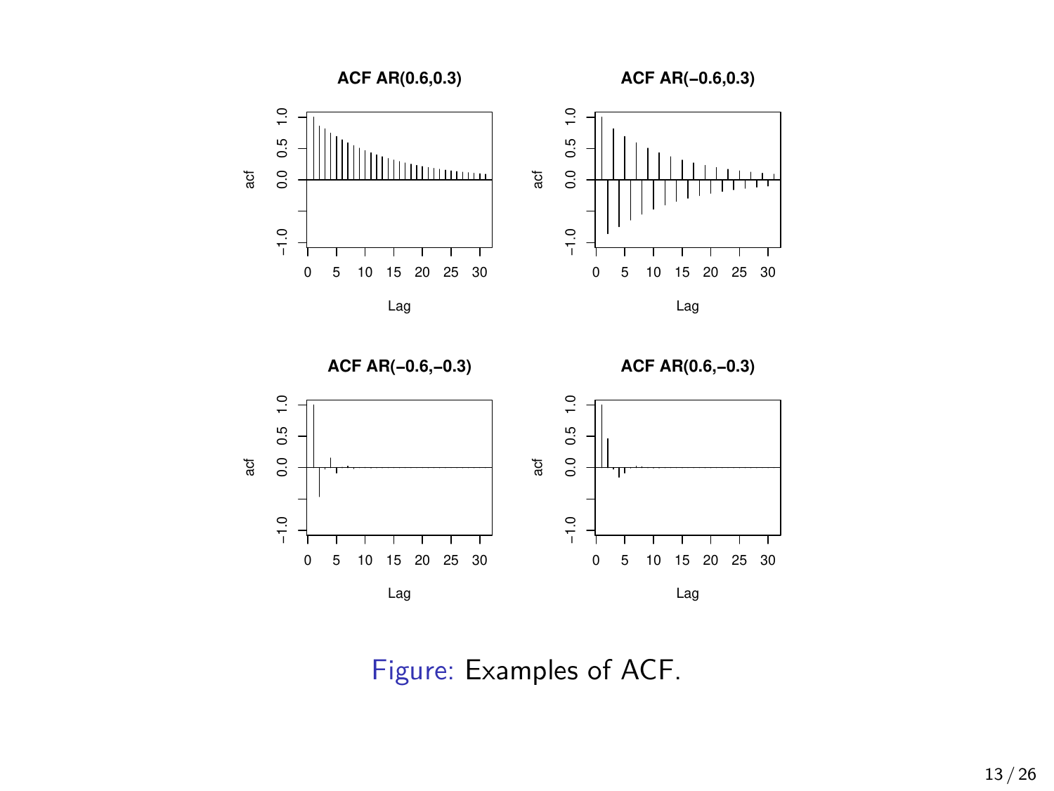Figure: Examples of ACF.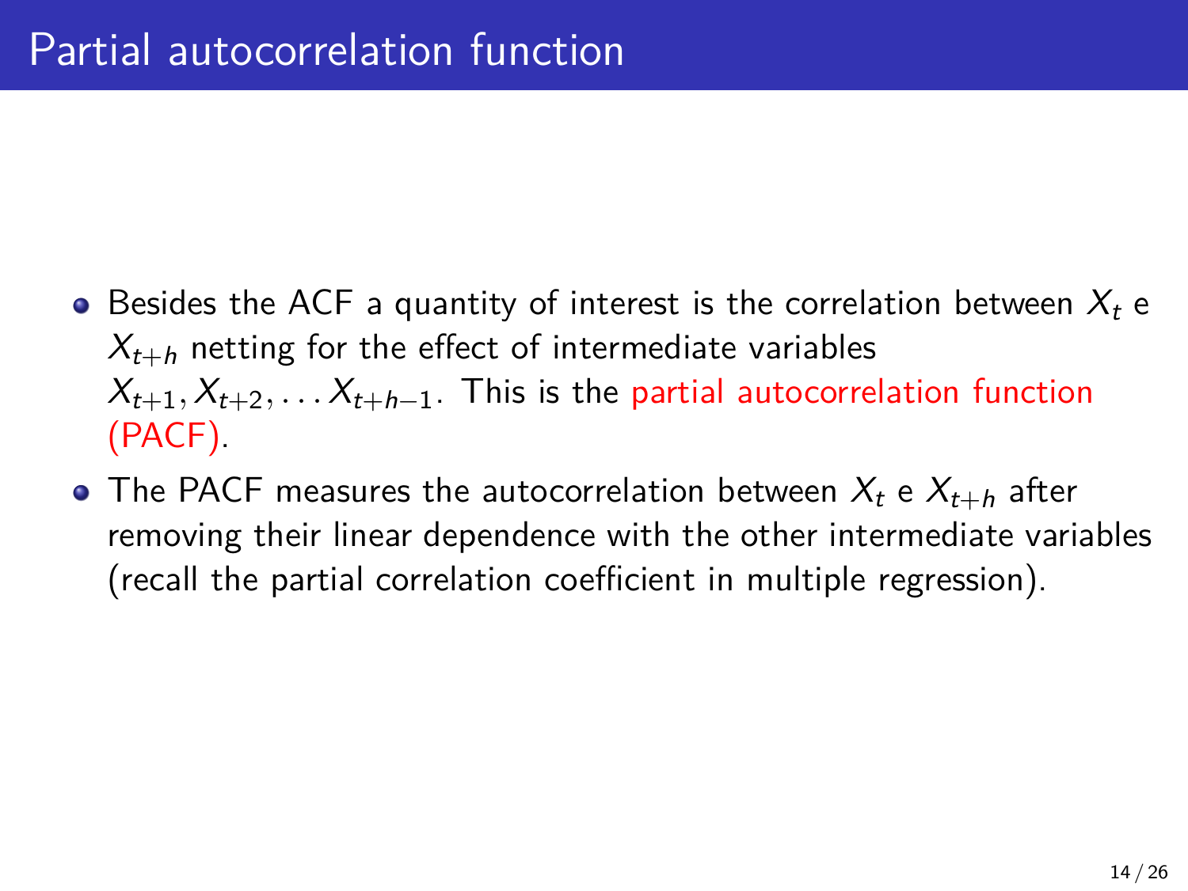# Partial autocorrelation function

- Besides the ACF a quantity of interest is the correlation between $X_t$ e $X_{t+h}$ netting for the effect of intermediate variables $X_{t+1}, X_{t+2}, \ldots X_{t+h-1}$. This is the partial autocorrelation function (PACF).
- The PACF measures the autocorrelation between $X_t$ e $X_{t+h}$ after removing their linear dependence with the other intermediate variables (recall the partial correlation coefficient in multiple regression).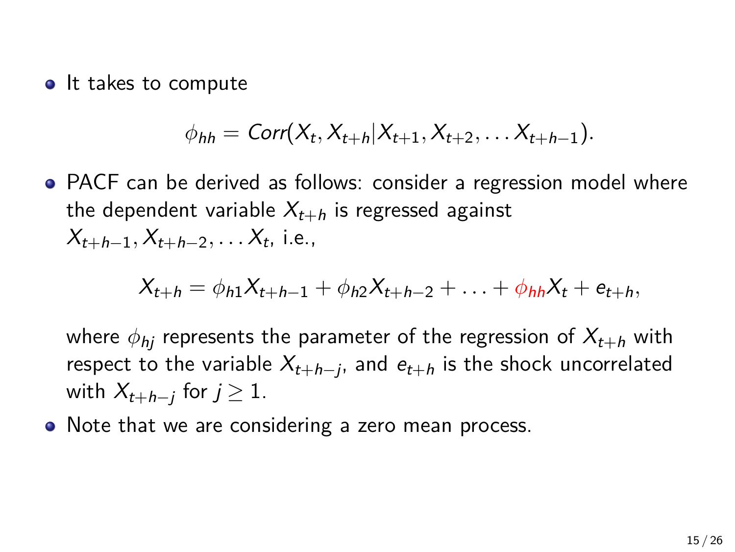- It takes to compute

$$\phi_{hh} = Corr(X_t, X_{t+h} | X_{t+1}, X_{t+2}, \ldots X_{t+h-1}).$$

- PACF can be derived as follows: consider a regression model where the dependent variable $X_{t+h}$ is regressed against $X_{t+h-1}, X_{t+h-2}, \ldots X_t$, i.e.,

$$X_{t+h} = \phi_{h1} X_{t+h-1} + \phi_{h2} X_{t+h-2} + \ldots + \phi_{hh} X_t + e_{t+h},$$

  where $\phi_{hj}$ represents the parameter of the regression of $X_{t+h}$ with respect to the variable $X_{t+h-j}$, and $e_{t+h}$ is the shock uncorrelated with $X_{t+h-j}$ for $j \geq 1$.

- Note that we are considering a zero mean process.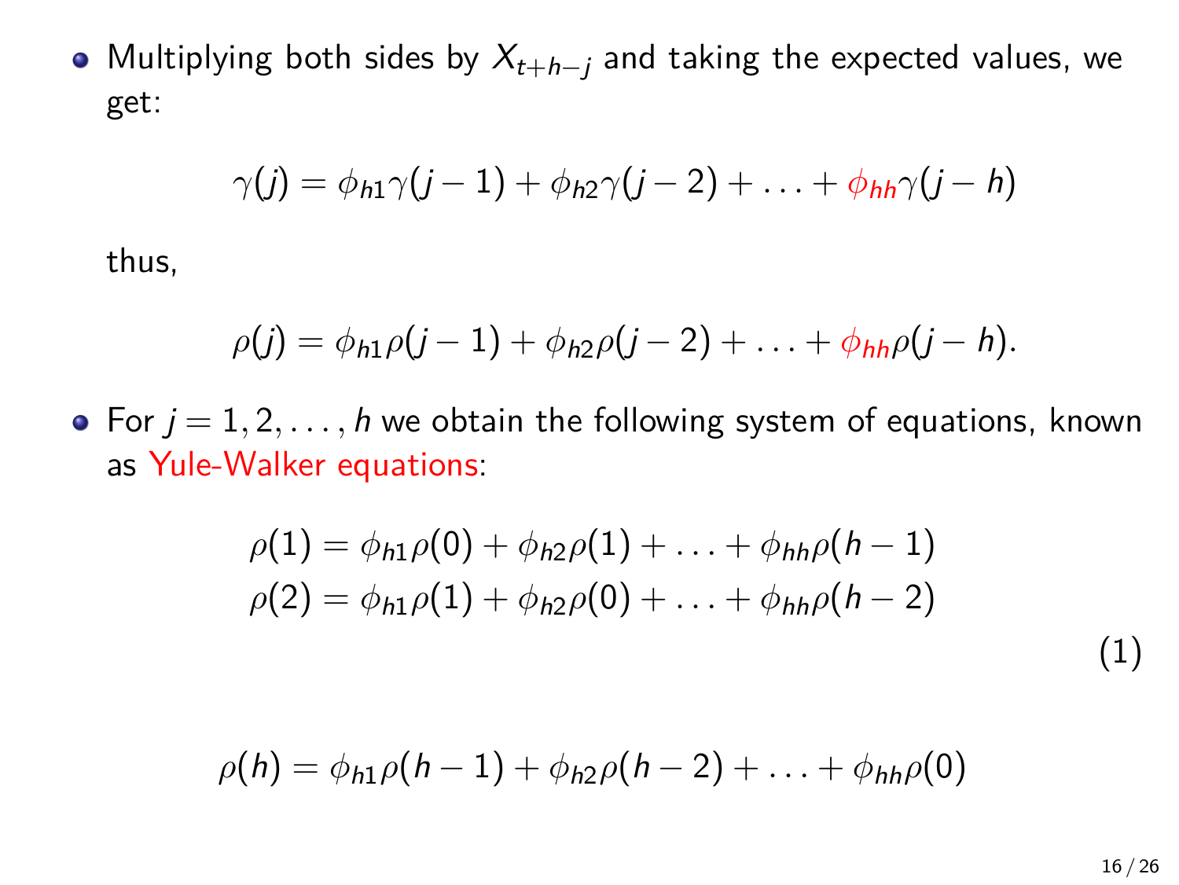- Multiplying both sides by $X_{t+h-j}$ and taking the expected values, we get:

$$\gamma(j) = \phi_{h1}\gamma(j-1) + \phi_{h2}\gamma(j-2) + \ldots + \phi_{hh}\gamma(j-h)$$

thus,

$$\rho(j) = \phi_{h1}\rho(j-1) + \phi_{h2}\rho(j-2) + \ldots + \phi_{hh}\rho(j-h).$$

- For $j = 1, 2, \ldots, h$ we obtain the following system of equations, known as Yule-Walker equations:

$$\begin{aligned}
\rho(1) &= \phi_{h1}\rho(0) + \phi_{h2}\rho(1) + \ldots + \phi_{hh}\rho(h-1) \\
\rho(2) &= \phi_{h1}\rho(1) + \phi_{h2}\rho(0) + \ldots + \phi_{hh}\rho(h-2)
\end{aligned} \tag{1}$$

$$\rho(h) = \phi_{h1}\rho(h-1) + \phi_{h2}\rho(h-2) + \ldots + \phi_{hh}\rho(0)$$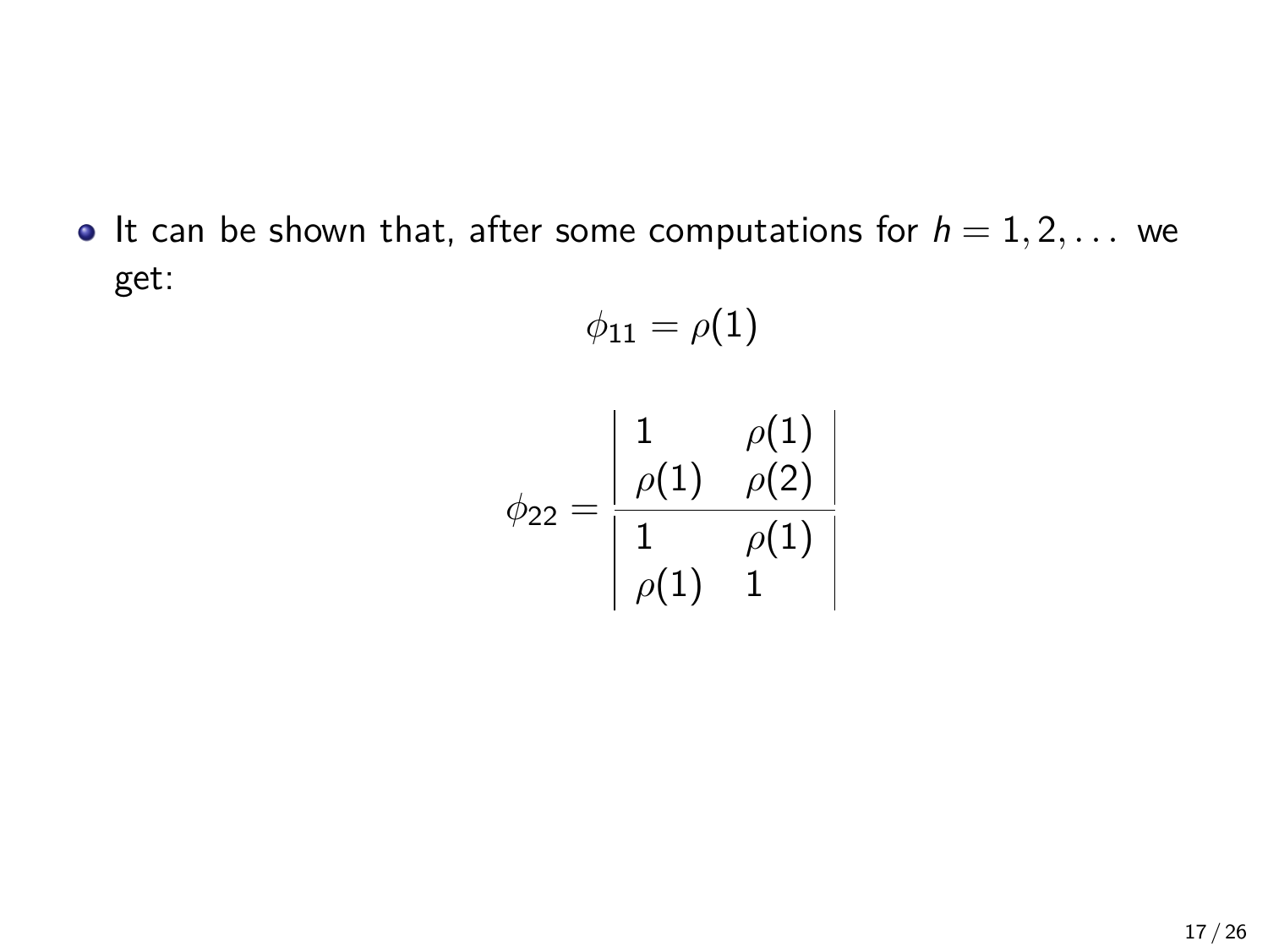- It can be shown that, after some computations for $h = 1, 2, \ldots$ we get:

$$\phi_{11} = \rho(1)$$

$$\phi_{22} = \frac{\begin{vmatrix} 1 & \rho(1) \\ \rho(1) & \rho(2) \end{vmatrix}}{\begin{vmatrix} 1 & \rho(1) \\ \rho(1) & 1 \end{vmatrix}}$$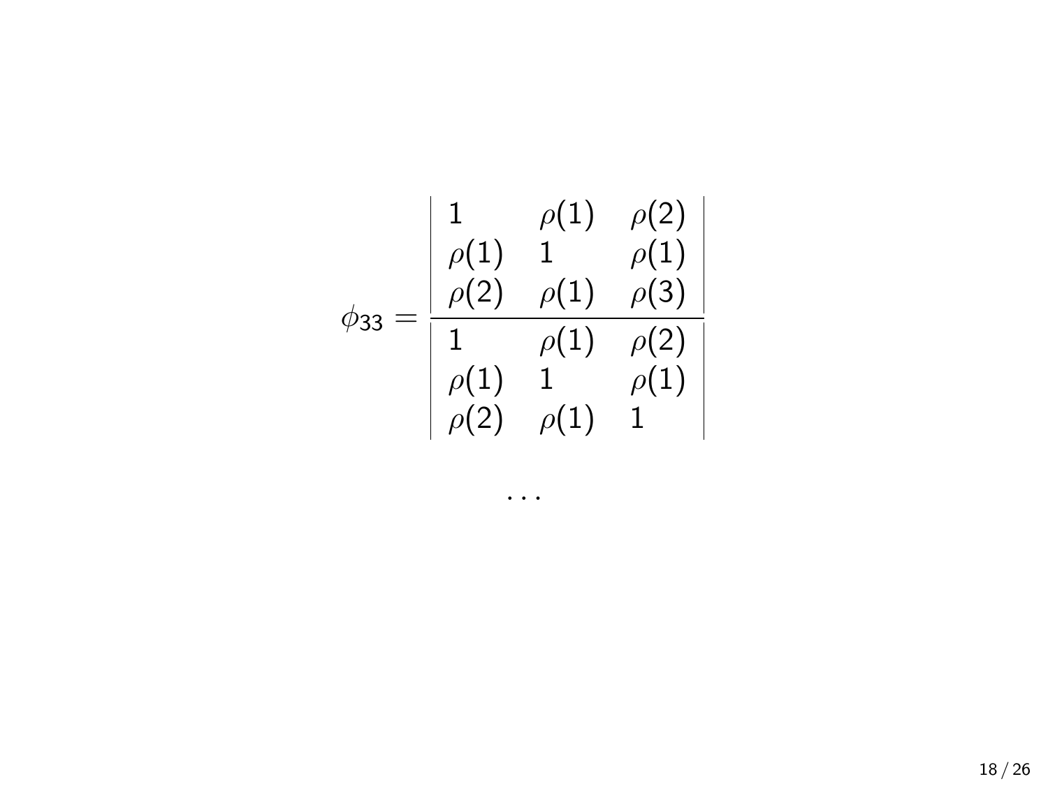$$
\phi_{33} = \frac{\begin{vmatrix} 1 & \rho(1) & \rho(2) \\ \rho(1) & 1 & \rho(1) \\ \rho(2) & \rho(1) & \rho(3) \end{vmatrix}}{\begin{vmatrix} 1 & \rho(1) & \rho(2) \\ \rho(1) & 1 & \rho(1) \\ \rho(2) & \rho(1) & 1 \end{vmatrix}}
$$

$$
\cdots
$$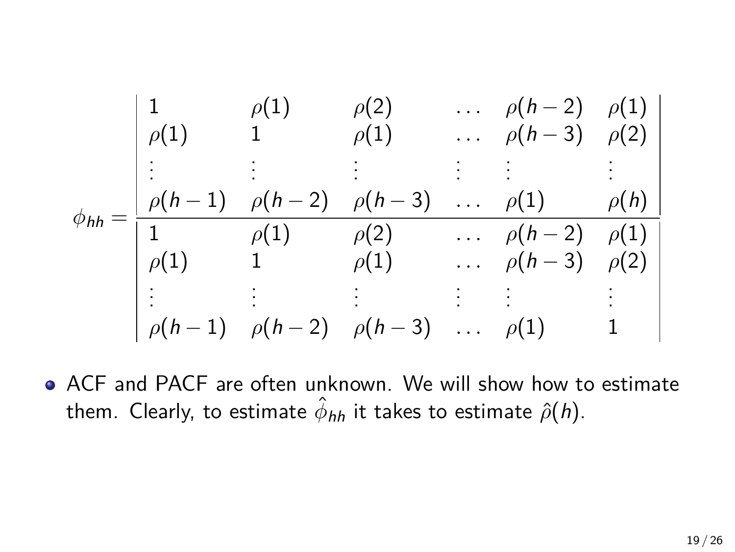$$
\phi_{hh} = \frac{\begin{vmatrix} 1 & \rho(1) & \rho(2) & \dots & \rho(h-2) & \rho(1) \\ \rho(1) & 1 & \rho(1) & \dots & \rho(h-3) & \rho(2) \\ \vdots & \vdots & \vdots & \vdots & \vdots & \vdots \\ \rho(h-1) & \rho(h-2) & \rho(h-3) & \dots & \rho(1) & \rho(h) \end{vmatrix}}{\begin{vmatrix} 1 & \rho(1) & \rho(2) & \dots & \rho(h-2) & \rho(1) \\ \rho(1) & 1 & \rho(1) & \dots & \rho(h-3) & \rho(2) \\ \vdots & \vdots & \vdots & \vdots & \vdots & \vdots \\ \rho(h-1) & \rho(h-2) & \rho(h-3) & \dots & \rho(1) & 1 \end{vmatrix}}
$$

- ACF and PACF are often unknown. We will show how to estimate them. Clearly, to estimate $\hat{\phi}_{hh}$ it takes to estimate $\hat{\rho}(h)$.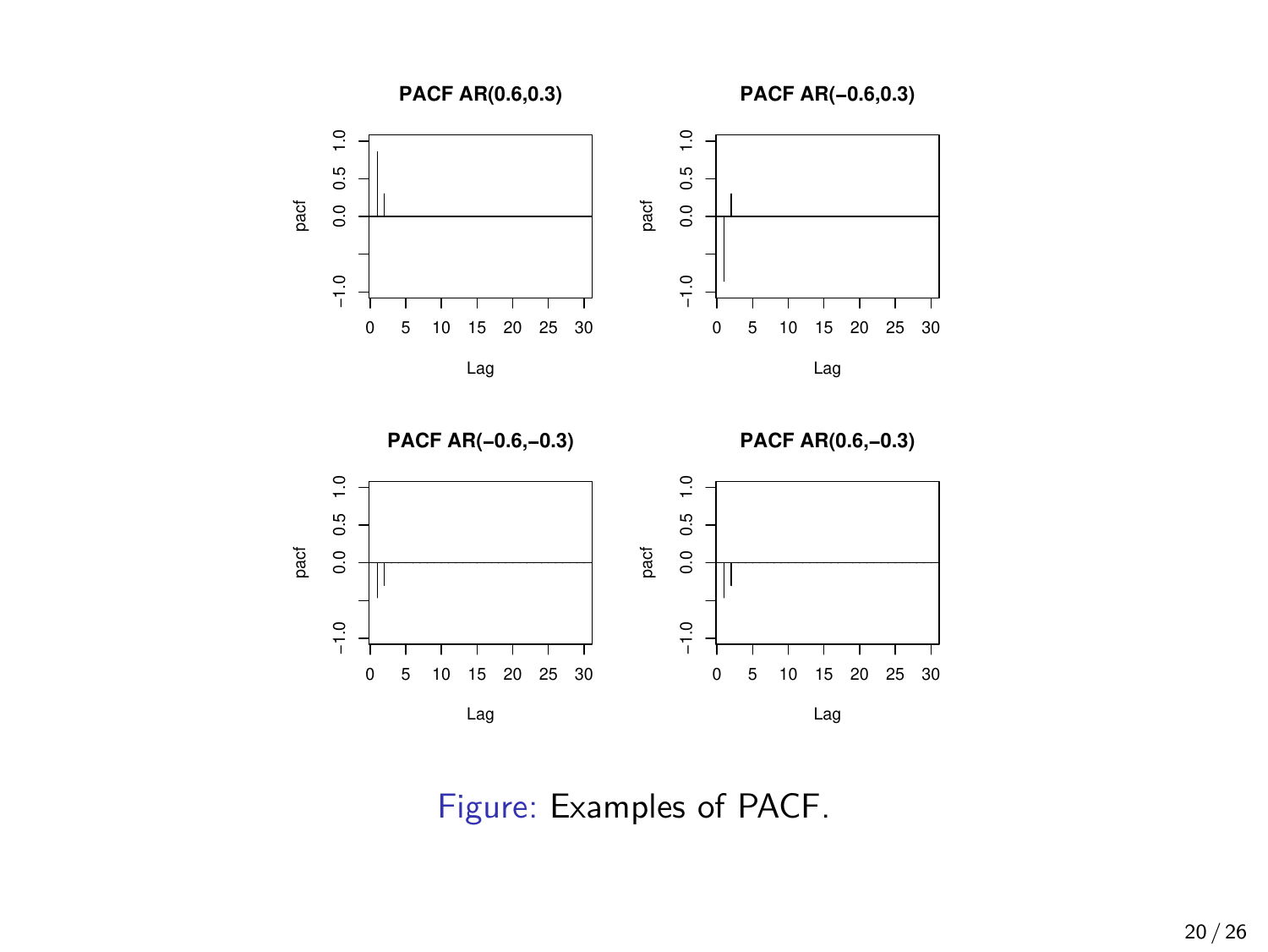Figure: Examples of PACF.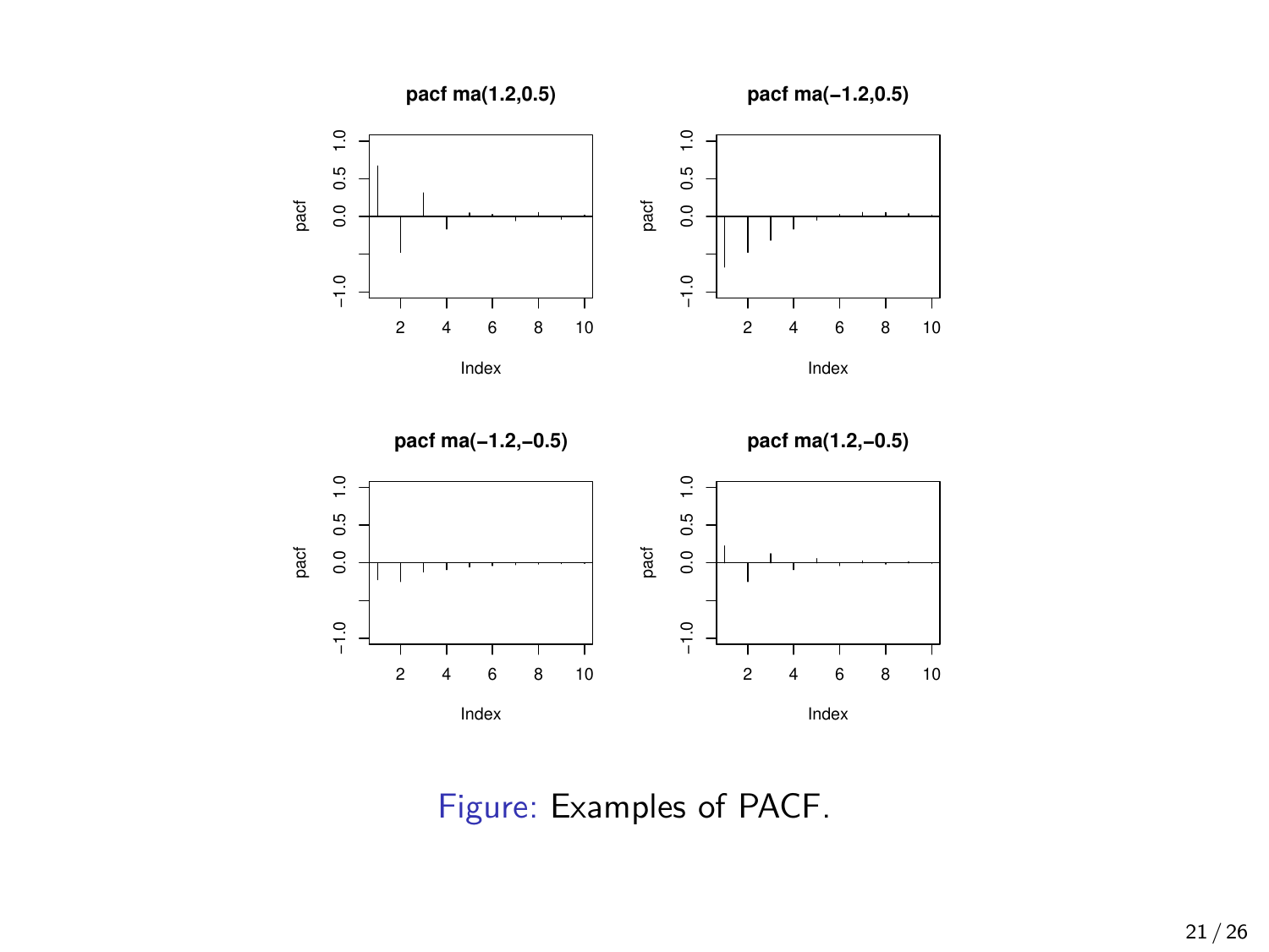Figure: Examples of PACF.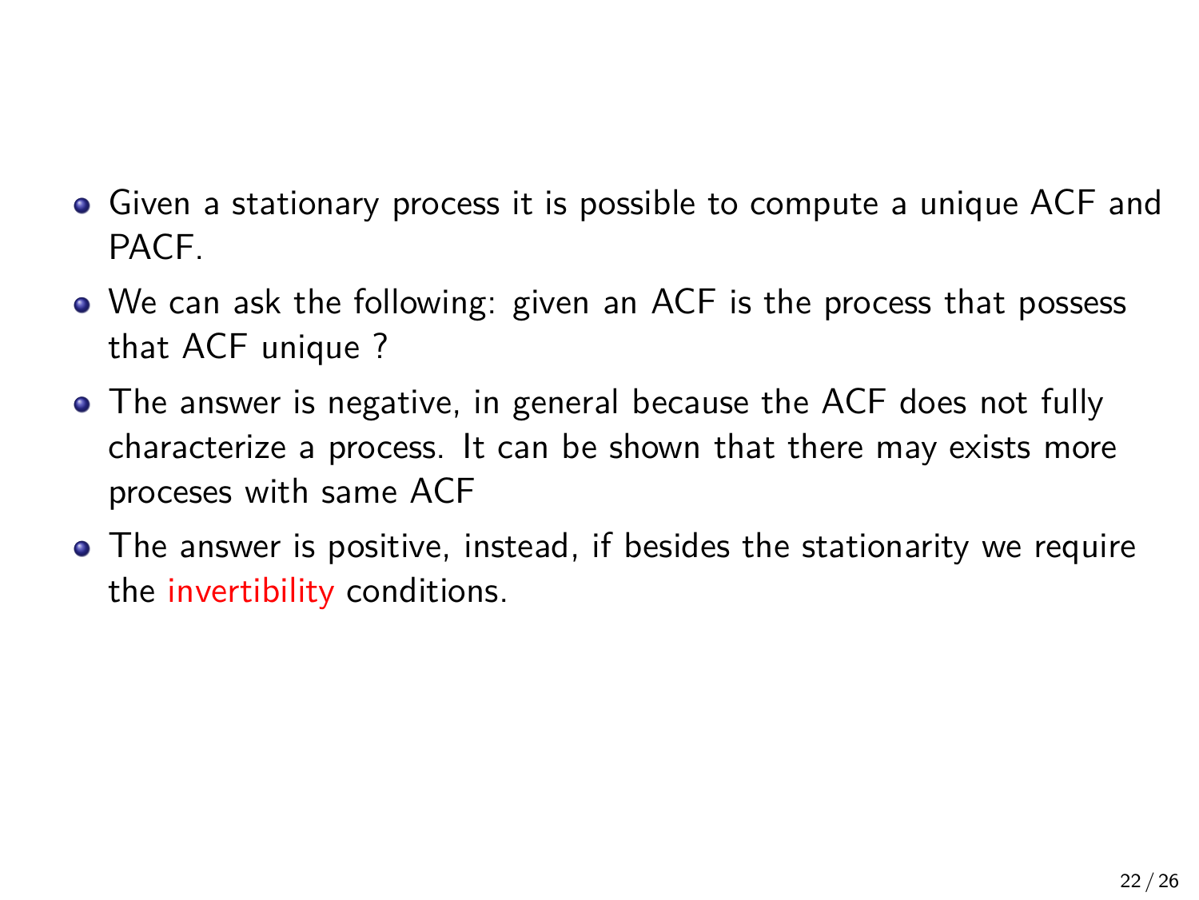- Given a stationary process it is possible to compute a unique ACF and PACF.
- We can ask the following: given an ACF is the process that possess that ACF unique ?
- The answer is negative, in general because the ACF does not fully characterize a process. It can be shown that there may exists more proceses with same ACF
- The answer is positive, instead, if besides the stationarity we require the invertibility conditions.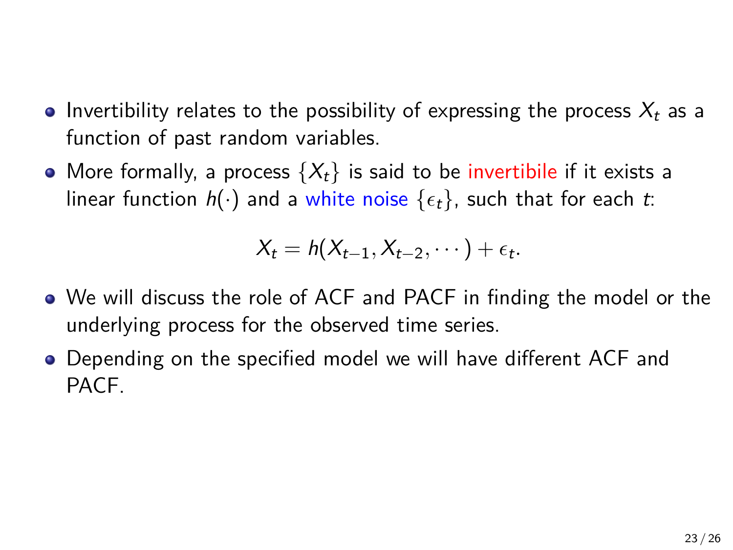- Invertibility relates to the possibility of expressing the process $X_t$ as a function of past random variables.
- More formally, a process $\{X_t\}$ is said to be invertibile if it exists a linear function $h(\cdot)$ and a white noise $\{\epsilon_t\}$, such that for each $t$:

$$X_t = h(X_{t-1}, X_{t-2}, \cdots) + \epsilon_t.$$

- We will discuss the role of ACF and PACF in finding the model or the underlying process for the observed time series.
- Depending on the specified model we will have different ACF and PACF.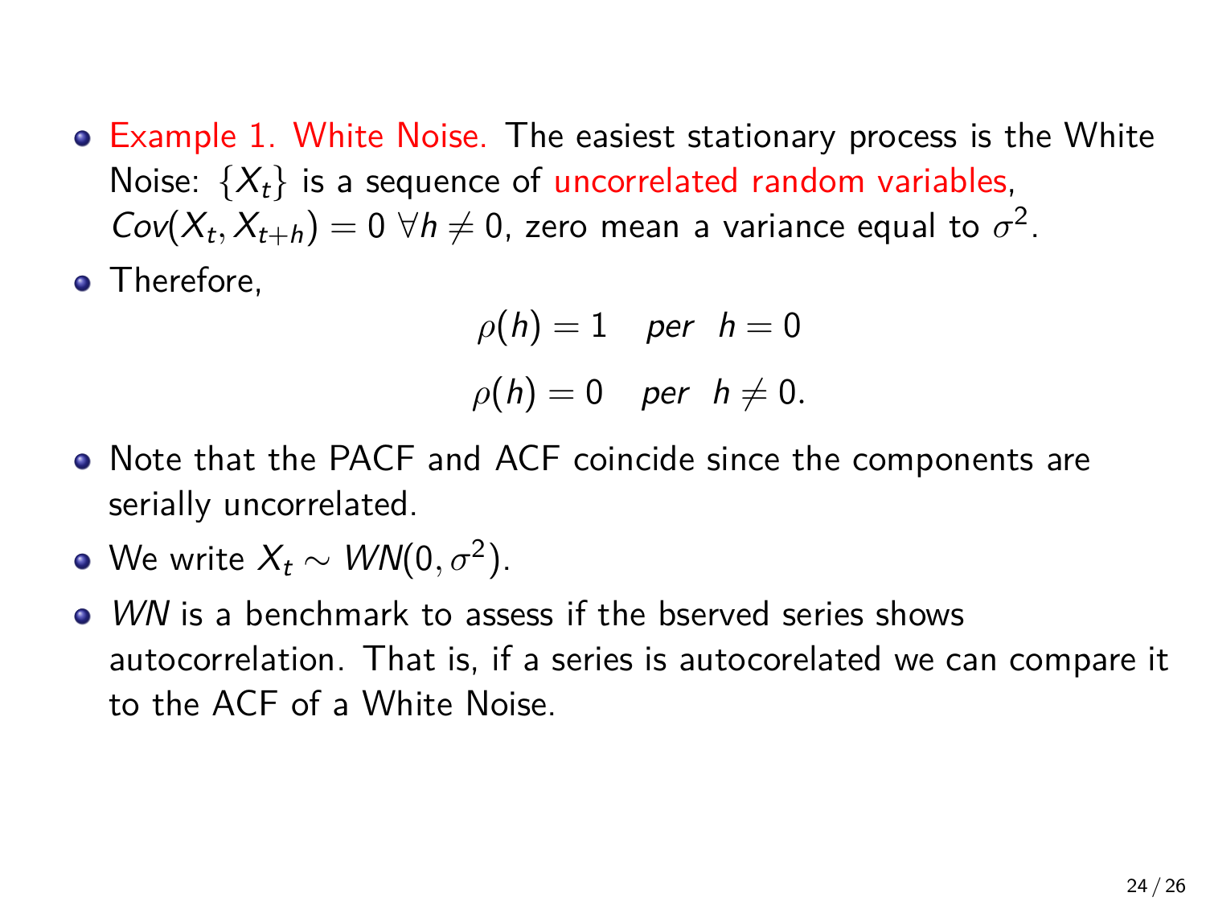- Example 1. White Noise. The easiest stationary process is the White Noise: $\{X_t\}$ is a sequence of uncorrelated random variables, $Cov(X_t, X_{t+h}) = 0 \; \forall h \neq 0$, zero mean a variance equal to $\sigma^2$.
- Therefore,

$$\rho(h) = 1 \quad per \;\; h = 0$$

$$\rho(h) = 0 \quad per \;\; h \neq 0.$$

- Note that the PACF and ACF coincide since the components are serially uncorrelated.
- We write $X_t \sim WN(0, \sigma^2)$.
- *WN* is a benchmark to assess if the bserved series shows autocorrelation. That is, if a series is autocorelated we can compare it to the ACF of a White Noise.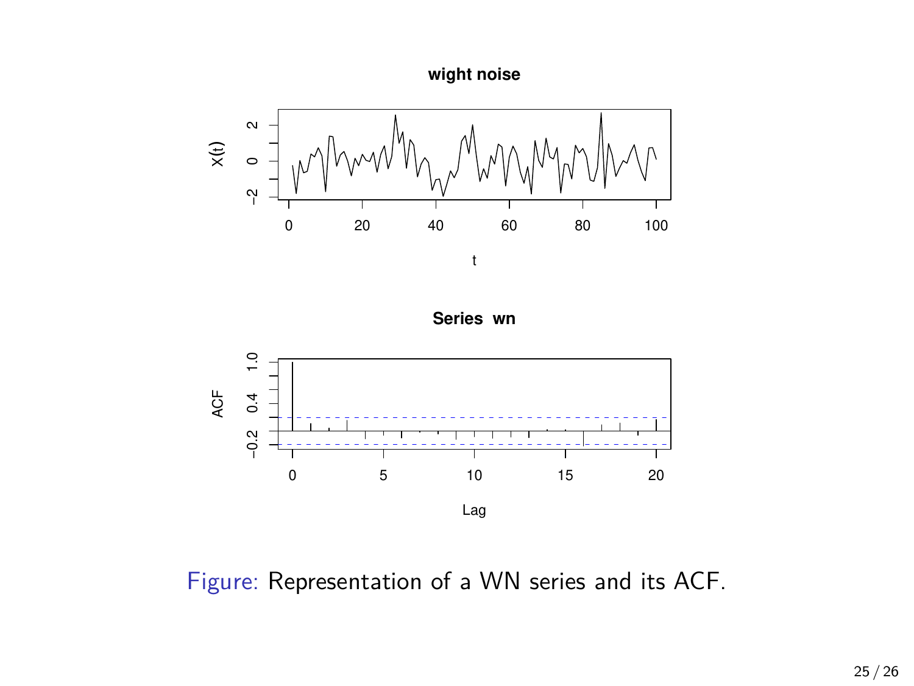Figure: Representation of a WN series and its ACF.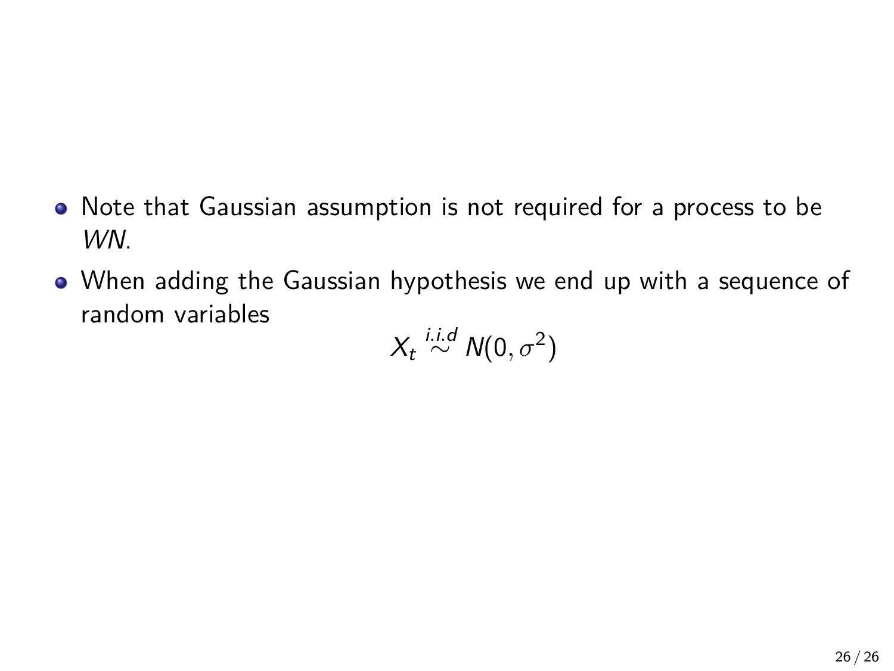- Note that Gaussian assumption is not required for a process to be *WN*.
- When adding the Gaussian hypothesis we end up with a sequence of random variables

$$X_t \overset{i.i.d}{\sim} N(0, \sigma^2)$$